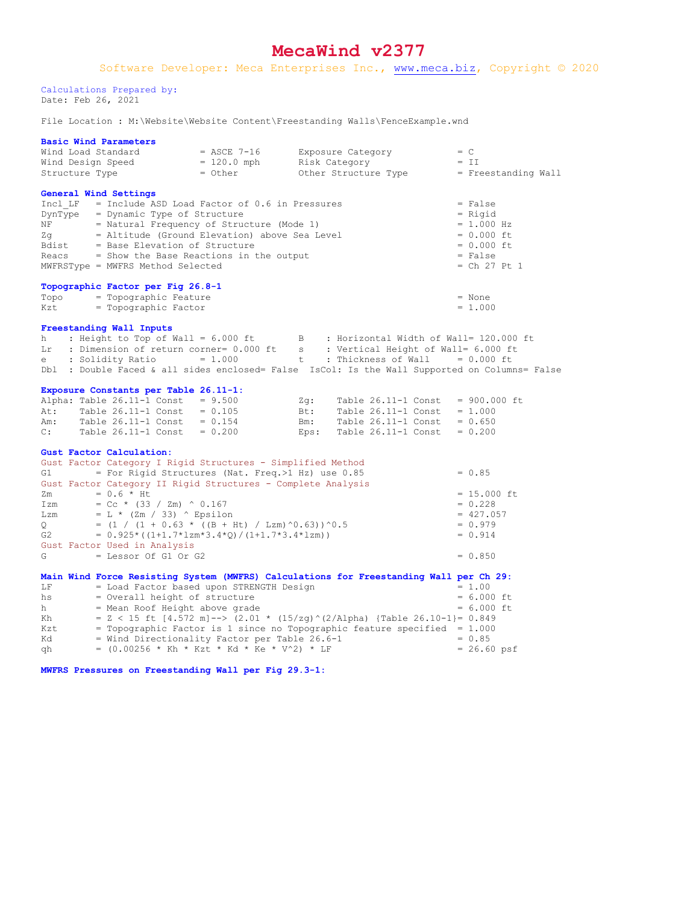# MecaWind v2377

Software Developer: Meca Enterprises Inc., www.meca.biz, Copyright © 2020

Calculations Prepared by:
Date: Feb 26, 2021

File Location : M:\Website\Website Content\Freestanding Walls\FenceExample.wnd

**Basic Wind Parameters**

```
Wind Load Standard          = ASCE 7-16       Exposure Category           = C
Wind Design Speed           = 120.0 mph       Risk Category               = II
Structure Type              = Other           Other Structure Type        = Freestanding Wall
```

**General Wind Settings**

```
Incl_LF   = Include ASD Load Factor of 0.6 in Pressures                   = False
DynType   = Dynamic Type of Structure                                     = Rigid
NF        = Natural Frequency of Structure (Mode 1)                       = 1.000 Hz
Zg        = Altitude (Ground Elevation) above Sea Level                   = 0.000 ft
Bdist     = Base Elevation of Structure                                   = 0.000 ft
Reacs     = Show the Base Reactions in the output                         = False
MWFRSType = MWFRS Method Selected                                         = Ch 27 Pt 1
```

**Topographic Factor per Fig 26.8-1**

```
Topo      = Topographic Feature                                           = None
Kzt       = Topographic Factor                                            = 1.000
```

**Freestanding Wall Inputs**

```
h    : Height to Top of Wall = 6.000 ft        B    : Horizontal Width of Wall= 120.000 ft
Lr   : Dimension of return corner= 0.000 ft    s    : Vertical Height of Wall= 6.000 ft
e    : Solidity Ratio        = 1.000           t    : Thickness of Wall      = 0.000 ft
Dbl  : Double Faced & all sides enclosed= False  IsCol: Is the Wall Supported on Columns= False
```

**Exposure Constants per Table 26.11-1:**

```
Alpha: Table 26.11-1 Const   = 9.500           Zg:    Table 26.11-1 Const   = 900.000 ft
At:    Table 26.11-1 Const   = 0.105           Bt:    Table 26.11-1 Const   = 1.000
Am:    Table 26.11-1 Const   = 0.154           Bm:    Table 26.11-1 Const   = 0.650
C:     Table 26.11-1 Const   = 0.200           Eps:   Table 26.11-1 Const   = 0.200
```

**Gust Factor Calculation:**

```
Gust Factor Category I Rigid Structures - Simplified Method
G1        = For Rigid Structures (Nat. Freq.>1 Hz) use 0.85               = 0.85
Gust Factor Category II Rigid Structures - Complete Analysis
Zm        = 0.6 * Ht                                                      = 15.000 ft
Izm       = Cc * (33 / Zm) ^ 0.167                                        = 0.228
Lzm       = L * (Zm / 33) ^ Epsilon                                       = 427.057
Q         = (1 / (1 + 0.63 * ((B + Ht) / Lzm)^0.63))^0.5                  = 0.979
G2        = 0.925*((1+1.7*lzm*3.4*Q)/(1+1.7*3.4*lzm))                     = 0.914
Gust Factor Used in Analysis
G         = Lessor Of G1 Or G2                                            = 0.850
```

**Main Wind Force Resisting System (MWFRS) Calculations for Freestanding Wall per Ch 29:**

```
LF        = Load Factor based upon STRENGTH Design                        = 1.00
hs        = Overall height of structure                                   = 6.000 ft
h         = Mean Roof Height above grade                                  = 6.000 ft
Kh        = Z < 15 ft [4.572 m]--> (2.01 * (15/zg)^(2/Alpha) {Table 26.10-1}= 0.849
Kzt       = Topographic Factor is 1 since no Topographic feature specified  = 1.000
Kd        = Wind Directionality Factor per Table 26.6-1                   = 0.85
qh        = (0.00256 * Kh * Kzt * Kd * Ke * V^2) * LF                     = 26.60 psf
```

**MWFRS Pressures on Freestanding Wall per Fig 29.3-1:**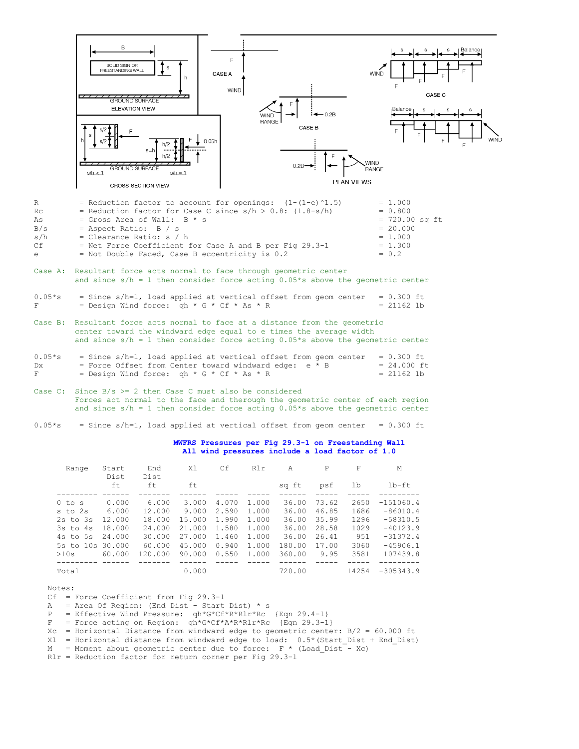ELEVATION VIEW

B

SOLID SIGN OR FREESTANDING WALL

s

h

GROUND SURFACE

CASE A

F

WIND

CASE B

F

WIND RANGE

0.2B

F

0.2B

WIND RANGE

CASE C

s s s Balance

WIND

F F F F

Balance s s s

F F F F

WIND

CROSS-SECTION VIEW

s/2 s/2 s h F

h/2 h/2 s=h F 0.05h

GROUND SURFACE

s/h < 1 s/h = 1

PLAN VIEWS

| | | | |
|---|---|---|---|
| R | = Reduction factor to account for openings: (1-(1-e)^1.5) | = | 1.000 |
| Rc | = Reduction factor for Case C since s/h > 0.8: (1.8-s/h) | = | 0.800 |
| As | = Gross Area of Wall: B * s | = | 720.00 sq ft |
| B/s | = Aspect Ratio: B / s | = | 20.000 |
| s/h | = Clearance Ratio: s / h | = | 1.000 |
| Cf | = Net Force Coefficient for Case A and B per Fig 29.3-1 | = | 1.300 |
| e | = Not Double Faced, Case B eccentricity is 0.2 | = | 0.2 |

**Case A:** Resultant force acts normal to face through geometric center and since s/h = 1 then consider force acting 0.05*s above the geometric center

| | | | |
|---|---|---|---|
| 0.05*s | = Since s/h=1, load applied at vertical offset from geom center | = | 0.300 ft |
| F | = Design Wind force: qh * G * Cf * As * R | = | 21162 lb |

**Case B:** Resultant force acts normal to face at a distance from the geometric center toward the windward edge equal to e times the average width and since s/h = 1 then consider force acting 0.05*s above the geometric center

| | | | |
|---|---|---|---|
| 0.05*s | = Since s/h=1, load applied at vertical offset from geom center | = | 0.300 ft |
| Dx | = Force Offset from Center toward windward edge: e * B | = | 24.000 ft |
| F | = Design Wind force: qh * G * Cf * As * R | = | 21162 lb |

**Case C:** Since B/s >= 2 then Case C must also be considered Forces act normal to the face and thereough the geometric center of each region and since s/h = 1 then consider force acting 0.05*s above the geometric center

| | | | |
|---|---|---|---|
| 0.05*s | = Since s/h=1, load applied at vertical offset from geom center | = | 0.300 ft |

**MWFRS Pressures per Fig 29.3-1 on Freestanding Wall**
**All wind pressures include a load factor of 1.0**

| Range | Start Dist ft | End Dist ft | X1 ft | Cf | Rlr | A sq ft | P psf | F lb | M lb-ft |
|---|---|---|---|---|---|---|---|---|---|
| 0 to s | 0.000 | 6.000 | 3.000 | 4.070 | 1.000 | 36.00 | 73.62 | 2650 | -151060.4 |
| s to 2s | 6.000 | 12.000 | 9.000 | 2.590 | 1.000 | 36.00 | 46.85 | 1686 | -86010.4 |
| 2s to 3s | 12.000 | 18.000 | 15.000 | 1.990 | 1.000 | 36.00 | 35.99 | 1296 | -58310.5 |
| 3s to 4s | 18.000 | 24.000 | 21.000 | 1.580 | 1.000 | 36.00 | 28.58 | 1029 | -40123.9 |
| 4s to 5s | 24.000 | 30.000 | 27.000 | 1.460 | 1.000 | 36.00 | 26.41 | 951 | -31372.4 |
| 5s to 10s | 30.000 | 60.000 | 45.000 | 0.940 | 1.000 | 180.00 | 17.00 | 3060 | -45906.1 |
| >10s | 60.000 | 120.000 | 90.000 | 0.550 | 1.000 | 360.00 | 9.95 | 3581 | 107439.8 |
| Total | | | 0.000 | | | 720.00 | | 14254 | -305343.9 |

Notes:

| | |
|---|---|
| Cf | = Force Coefficient from Fig 29.3-1 |
| A | = Area Of Region: (End Dist - Start Dist) * s |
| P | = Effective Wind Pressure: qh*G*Cf*R*Rlr*Rc {Eqn 29.4-1} |
| F | = Force acting on Region: qh*G*Cf*A*R*Rlr*Rc {Eqn 29.3-1} |
| Xc | = Horizontal Distance from windward edge to geometric center: B/2 = 60.000 ft |
| X1 | = Horizontal distance from windward edge to load: 0.5*(Start_Dist + End_Dist) |
| M | = Moment about geometric center due to force: F * (Load_Dist - Xc) |
| Rlr | = Reduction factor for return corner per Fig 29.3-1 |